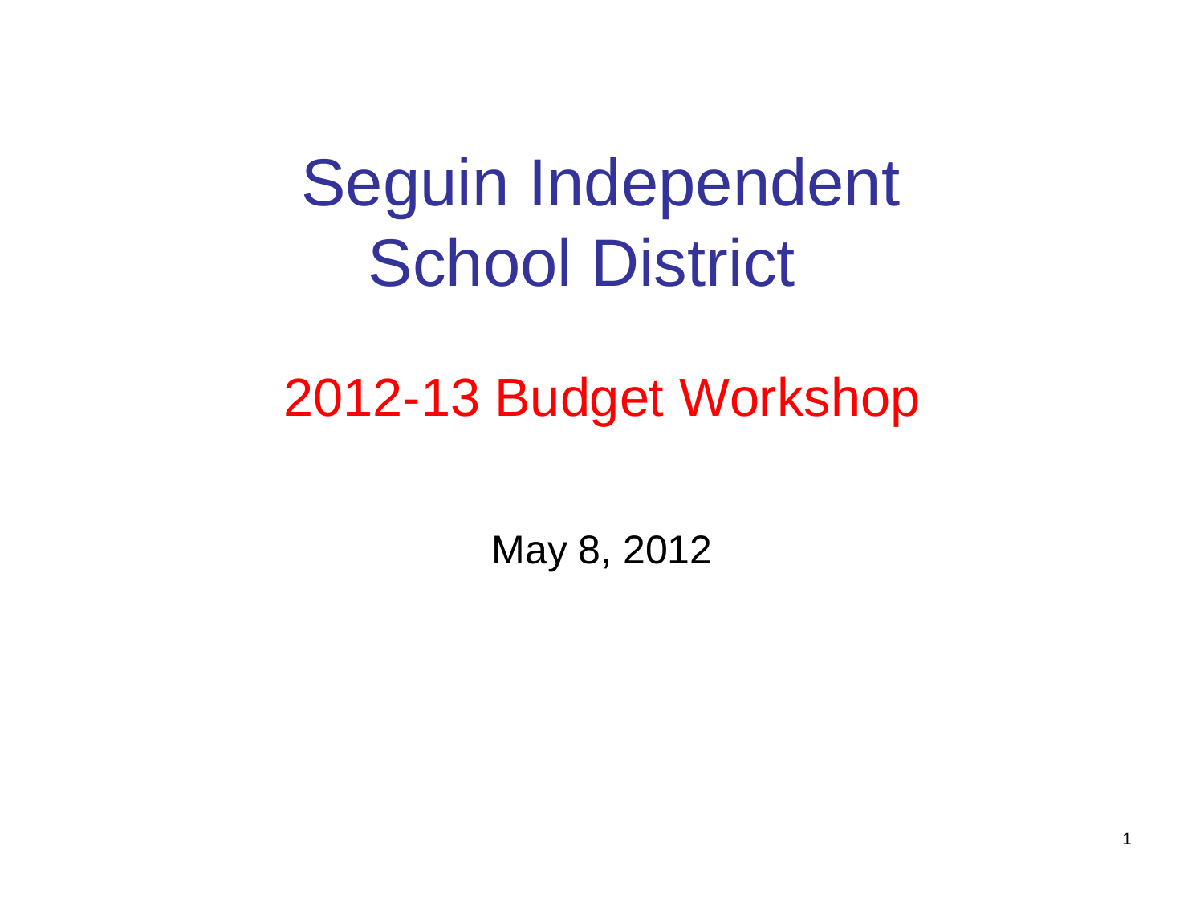# Seguin Independent School District

## 2012-13 Budget Workshop

May 8, 2012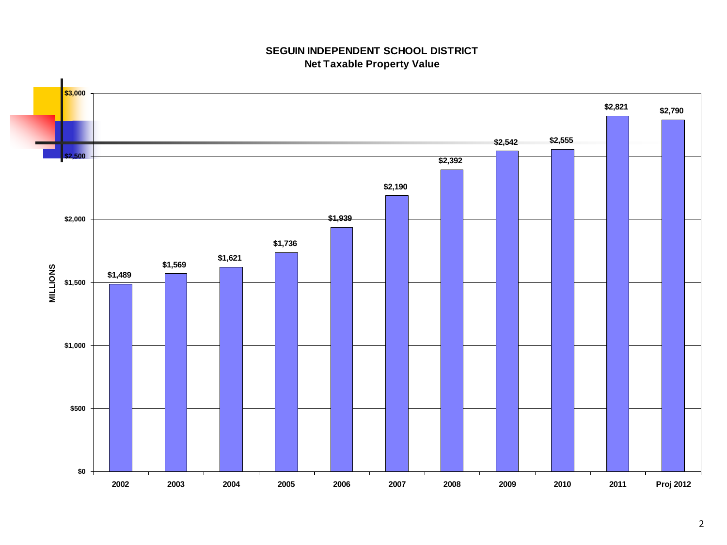## SEGUIN INDEPENDENT SCHOOL DISTRICT

### Net Taxable Property Value

MILLIONS

| Year | Value |
|---|---|
| 2002 | $1,489 |
| 2003 | $1,569 |
| 2004 | $1,621 |
| 2005 | $1,736 |
| 2006 | $1,939 |
| 2007 | $2,190 |
| 2008 | $2,392 |
| 2009 | $2,542 |
| 2010 | $2,555 |
| 2011 | $2,821 |
| Proj 2012 | $2,790 |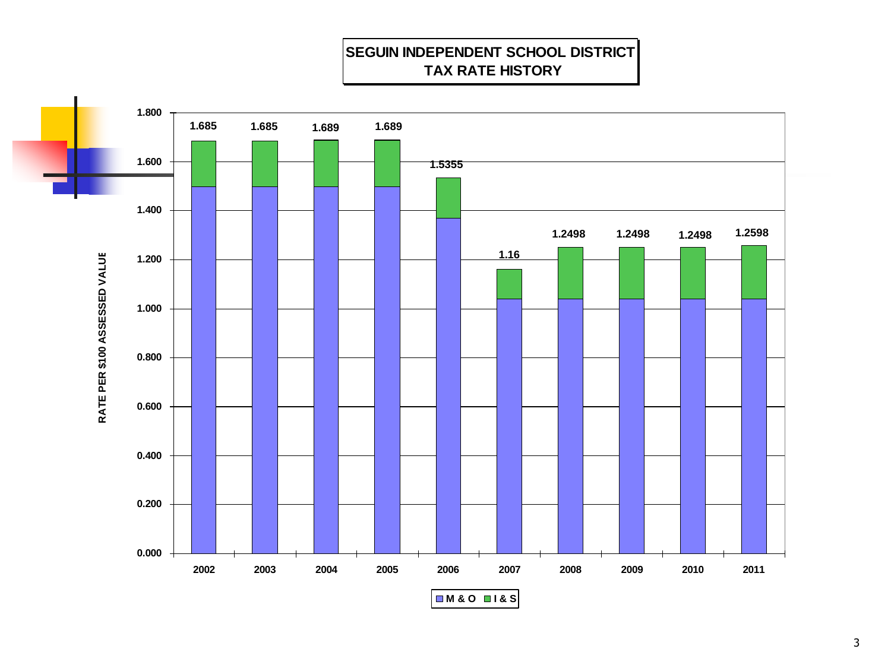# SEGUIN INDEPENDENT SCHOOL DISTRICT
## TAX RATE HISTORY

RATE PER $100 ASSESSED VALUE

| Year | Total Rate |
|---|---|
| 2002 | 1.685 |
| 2003 | 1.685 |
| 2004 | 1.689 |
| 2005 | 1.689 |
| 2006 | 1.5355 |
| 2007 | 1.16 |
| 2008 | 1.2498 |
| 2009 | 1.2498 |
| 2010 | 1.2498 |
| 2011 | 1.2598 |

M & O    I & S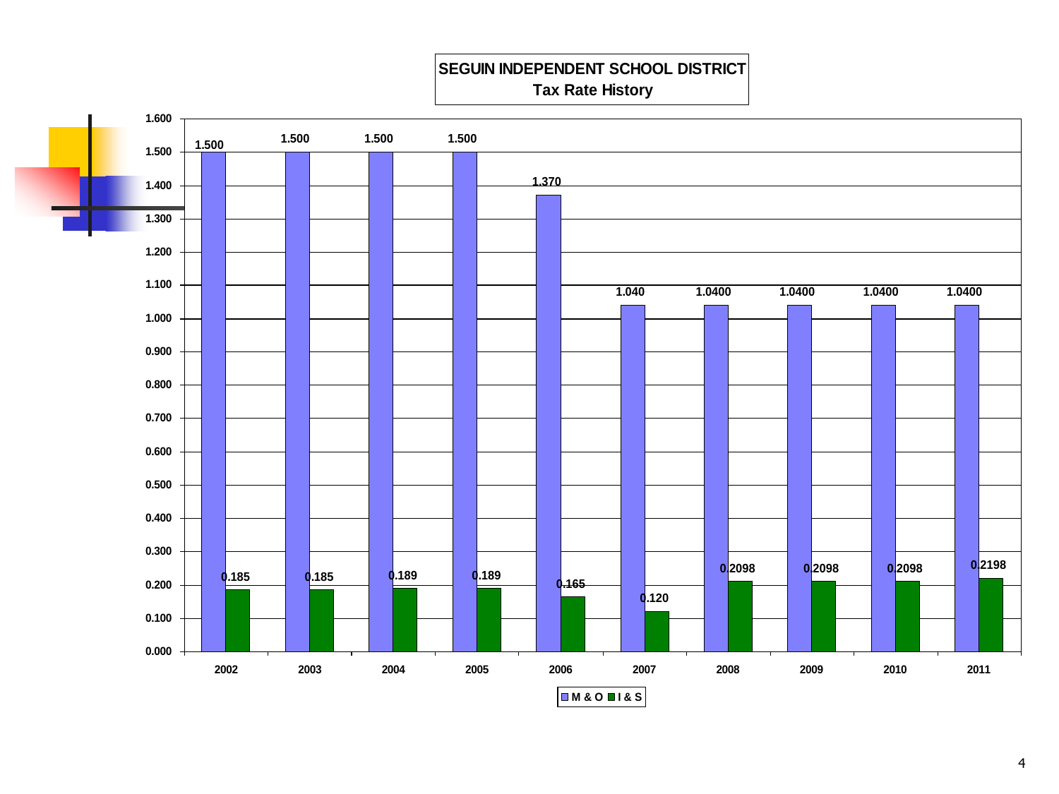# SEGUIN INDEPENDENT SCHOOL DISTRICT
## Tax Rate History

| Year | M & O | I & S |
|---|---|---|
| 2002 | 1.500 | 0.185 |
| 2003 | 1.500 | 0.185 |
| 2004 | 1.500 | 0.189 |
| 2005 | 1.500 | 0.189 |
| 2006 | 1.370 | 0.165 |
| 2007 | 1.040 | 0.120 |
| 2008 | 1.0400 | 0.2098 |
| 2009 | 1.0400 | 0.2098 |
| 2010 | 1.0400 | 0.2098 |
| 2011 | 1.0400 | 0.2198 |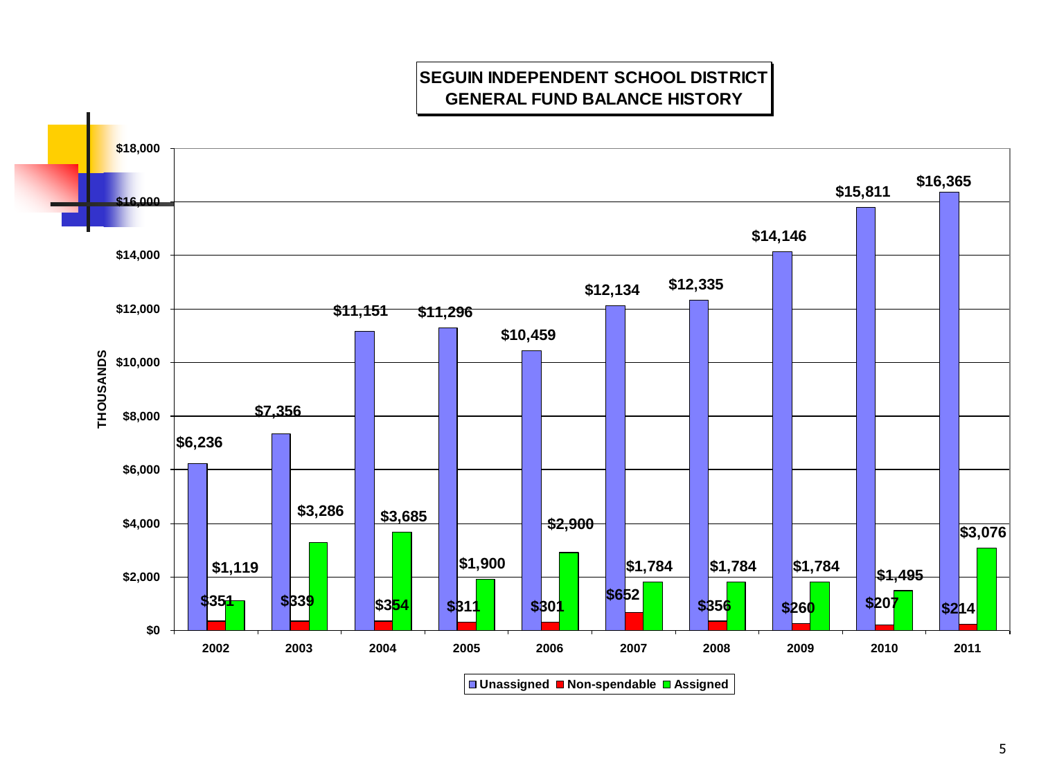# SEGUIN INDEPENDENT SCHOOL DISTRICT
## GENERAL FUND BALANCE HISTORY

(THOUSANDS)

| Year | Unassigned | Non-spendable | Assigned |
|---|---|---|---|
| 2002 | $6,236 | $351 | $1,119 |
| 2003 | $7,356 | $339 | $3,286 |
| 2004 | $11,151 | $354 | $3,685 |
| 2005 | $11,296 | $311 | $1,900 |
| 2006 | $10,459 | $301 | $2,900 |
| 2007 | $12,134 | $652 | $1,784 |
| 2008 | $12,335 | $356 | $1,784 |
| 2009 | $14,146 | $260 | $1,784 |
| 2010 | $15,811 | $207 | $1,495 |
| 2011 | $16,365 | $214 | $3,076 |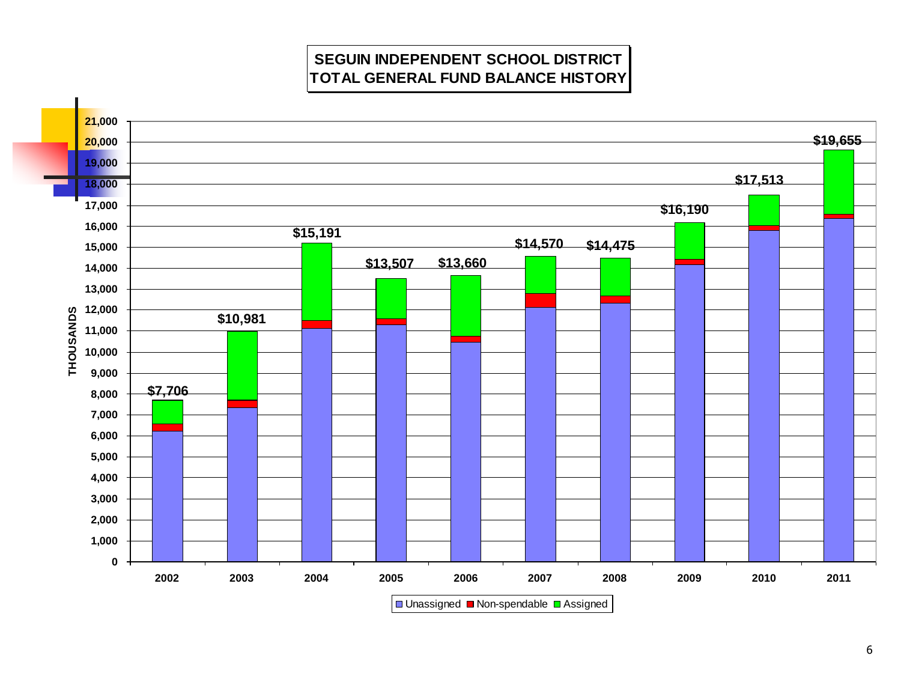# SEGUIN INDEPENDENT SCHOOL DISTRICT
# TOTAL GENERAL FUND BALANCE HISTORY

THOUSANDS

| Year | Total |
|---|---|
| 2002 | $7,706 |
| 2003 | $10,981 |
| 2004 | $15,191 |
| 2005 | $13,507 |
| 2006 | $13,660 |
| 2007 | $14,570 |
| 2008 | $14,475 |
| 2009 | $16,190 |
| 2010 | $17,513 |
| 2011 | $19,655 |

Unassigned | Non-spendable | Assigned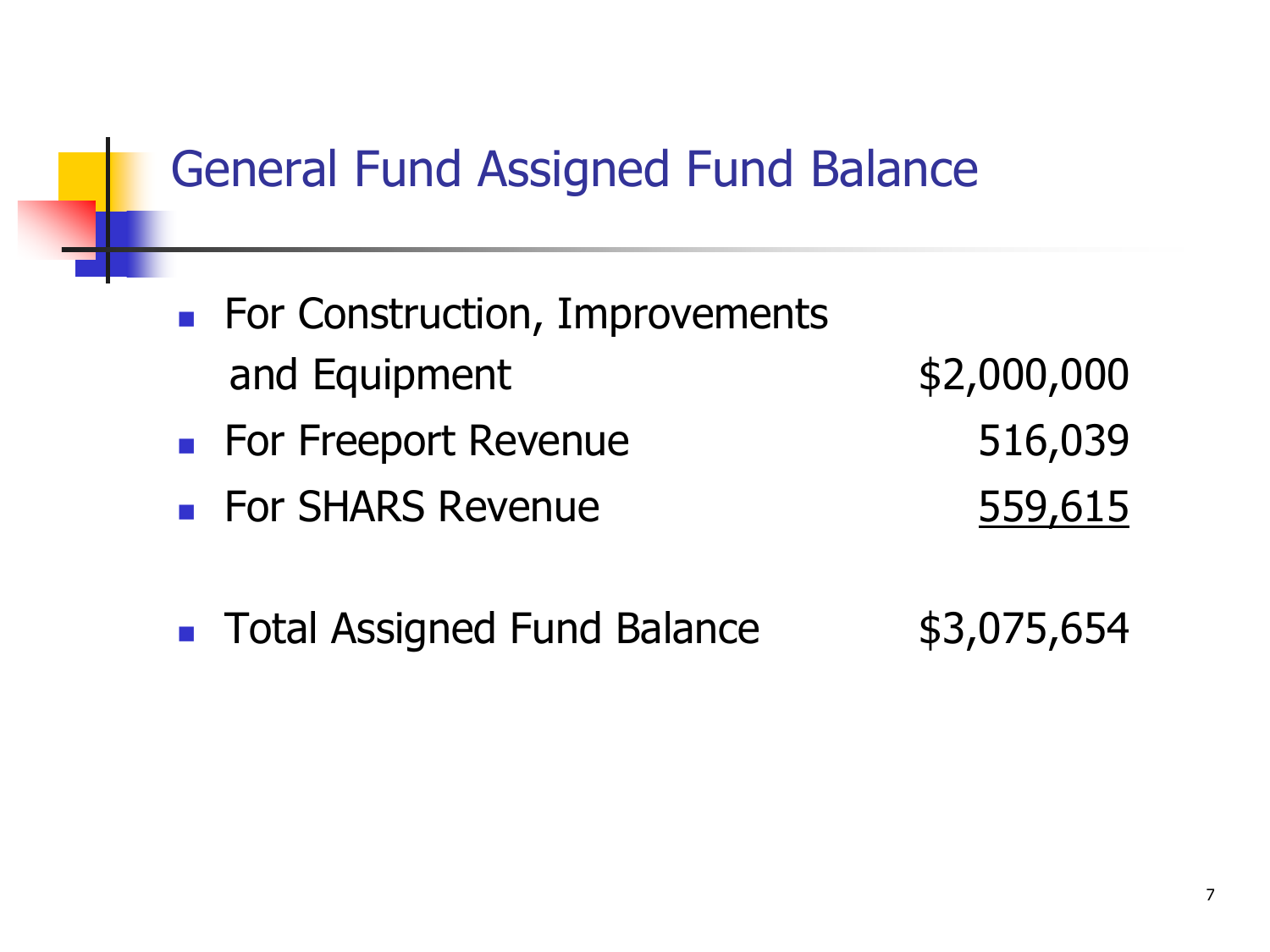# General Fund Assigned Fund Balance

| Item | Amount |
|---|---|
| For Construction, Improvements and Equipment | $2,000,000 |
| For Freeport Revenue | 516,039 |
| For SHARS Revenue | 559,615 |
| Total Assigned Fund Balance | $3,075,654 |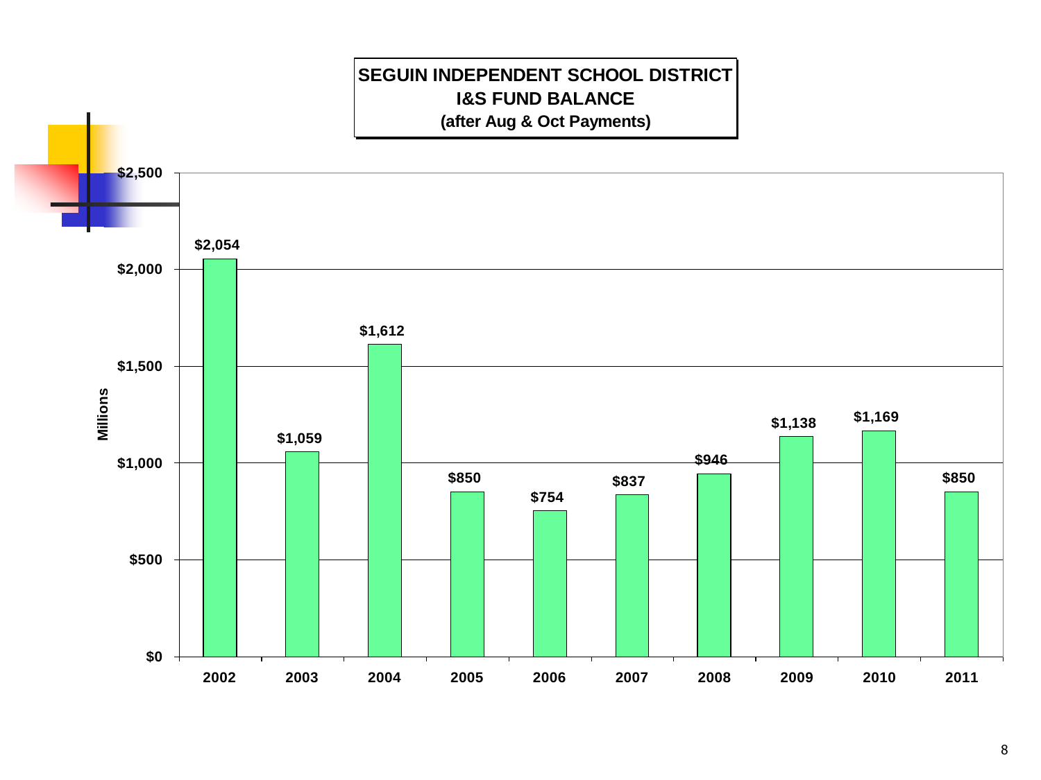# SEGUIN INDEPENDENT SCHOOL DISTRICT
## I&S FUND BALANCE
**(after Aug & Oct Payments)**

| Year | Millions |
|---|---|
| 2002 | $2,054 |
| 2003 | $1,059 |
| 2004 | $1,612 |
| 2005 | $850 |
| 2006 | $754 |
| 2007 | $837 |
| 2008 | $946 |
| 2009 | $1,138 |
| 2010 | $1,169 |
| 2011 | $850 |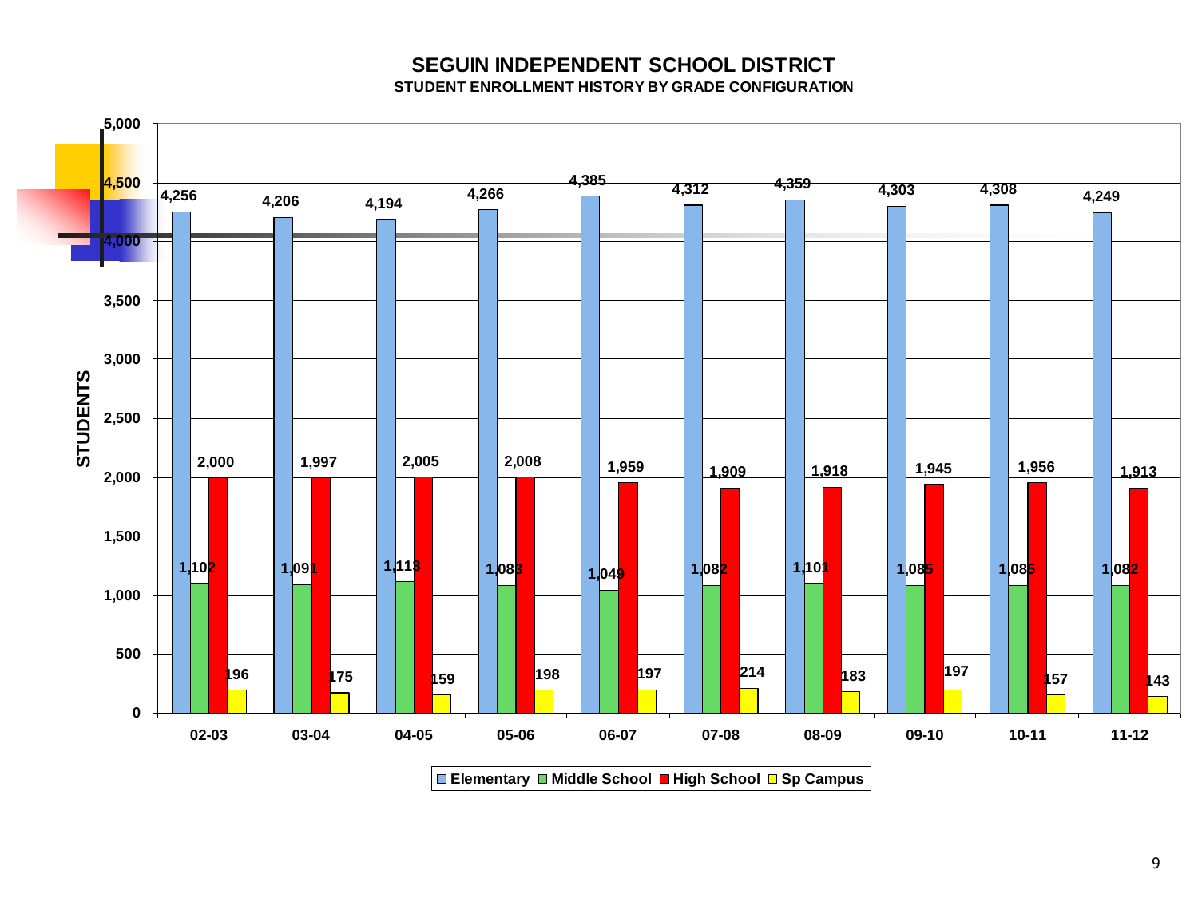# SEGUIN INDEPENDENT SCHOOL DISTRICT

### STUDENT ENROLLMENT HISTORY BY GRADE CONFIGURATION

| Year | Elementary | Middle School | High School | Sp Campus |
|---|---|---|---|---|
| 02-03 | 4,256 | 1,102 | 2,000 | 196 |
| 03-04 | 4,206 | 1,091 | 1,997 | 175 |
| 04-05 | 4,194 | 1,113 | 2,005 | 159 |
| 05-06 | 4,266 | 1,083 | 2,008 | 198 |
| 06-07 | 4,385 | 1,049 | 1,959 | 197 |
| 07-08 | 4,312 | 1,082 | 1,909 | 214 |
| 08-09 | 4,359 | 1,101 | 1,918 | 183 |
| 09-10 | 4,303 | 1,085 | 1,945 | 197 |
| 10-11 | 4,308 | 1,085 | 1,956 | 157 |
| 11-12 | 4,249 | 1,082 | 1,913 | 143 |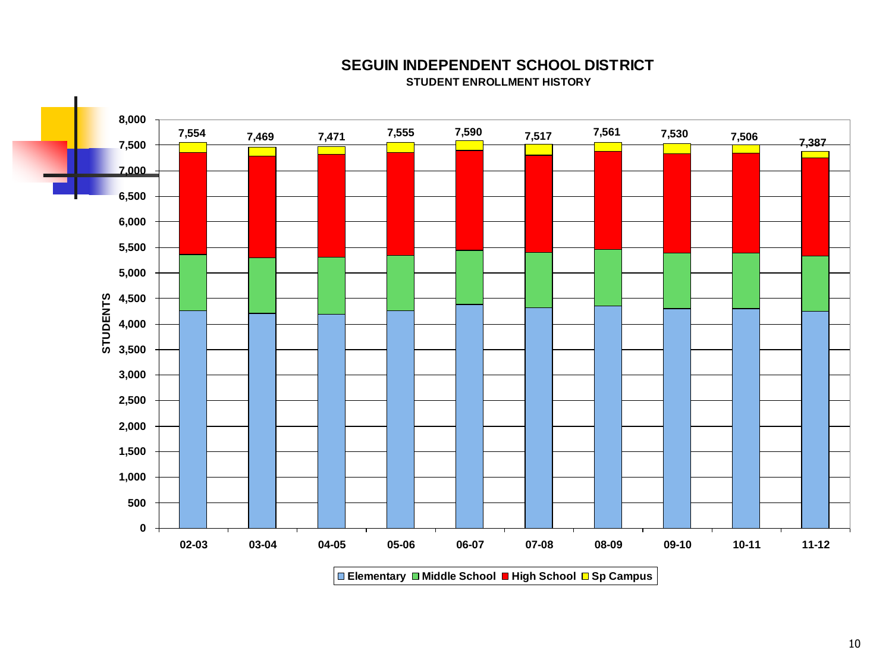# SEGUIN INDEPENDENT SCHOOL DISTRICT

## STUDENT ENROLLMENT HISTORY

| Year | 02-03 | 03-04 | 04-05 | 05-06 | 06-07 | 07-08 | 08-09 | 09-10 | 10-11 | 11-12 |
|---|---|---|---|---|---|---|---|---|---|---|
| Total Students | 7,554 | 7,469 | 7,471 | 7,555 | 7,590 | 7,517 | 7,561 | 7,530 | 7,506 | 7,387 |

STUDENTS (0 – 8,000)

Legend: Elementary, Middle School, High School, Sp Campus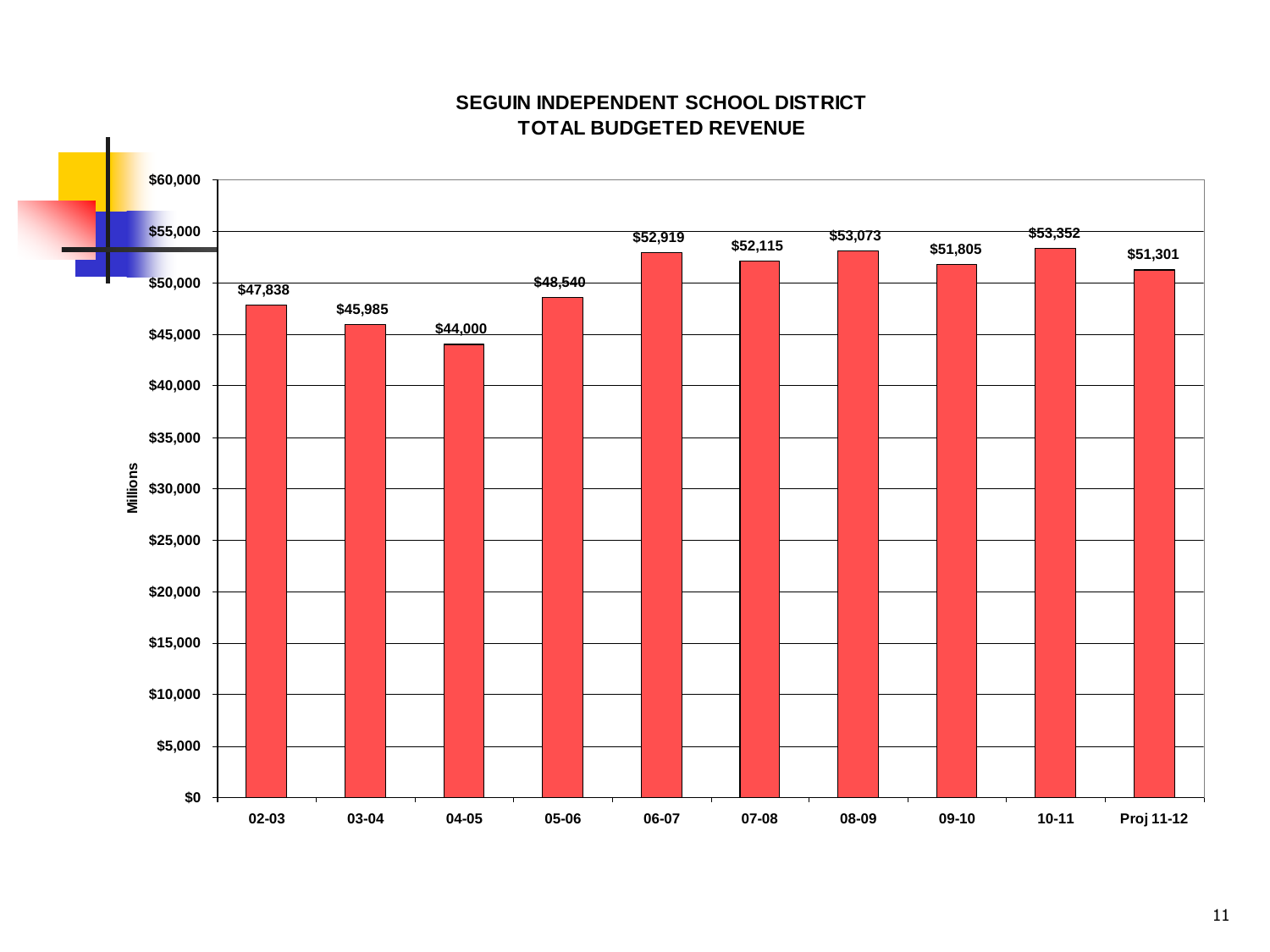## SEGUIN INDEPENDENT SCHOOL DISTRICT
## TOTAL BUDGETED REVENUE

| Year | Millions |
|---|---|
| 02-03 | $47,838 |
| 03-04 | $45,985 |
| 04-05 | $44,000 |
| 05-06 | $48,540 |
| 06-07 | $52,919 |
| 07-08 | $52,115 |
| 08-09 | $53,073 |
| 09-10 | $51,805 |
| 10-11 | $53,352 |
| Proj 11-12 | $51,301 |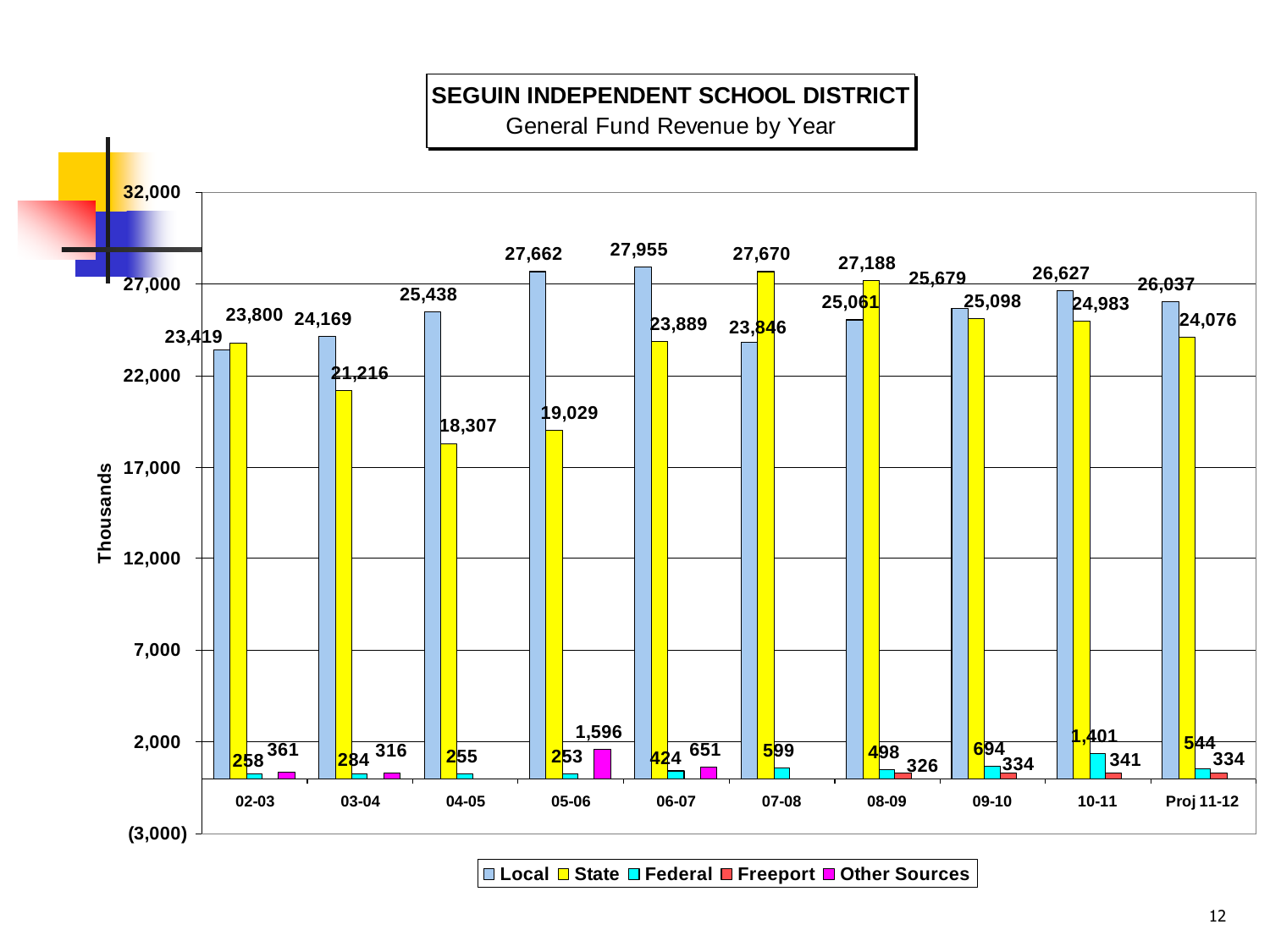# SEGUIN INDEPENDENT SCHOOL DISTRICT

General Fund Revenue by Year

(Thousands)

| Year | Local | State | Federal | Freeport | Other Sources |
|---|---|---|---|---|---|
| 02-03 | 23,419 | 23,800 | 258 | | 361 |
| 03-04 | 24,169 | 21,216 | 284 | | 316 |
| 04-05 | 25,438 | 18,307 | 255 | | |
| 05-06 | 27,662 | 19,029 | 253 | | 1,596 |
| 06-07 | 27,955 | 23,889 | 424 | | 651 |
| 07-08 | 23,846 | 27,670 | 599 | | |
| 08-09 | 25,061 | 27,188 | 498 | 326 | |
| 09-10 | 25,679 | 25,098 | 694 | 334 | |
| 10-11 | 26,627 | 24,983 | 1,401 | 341 | |
| Proj 11-12 | 26,037 | 24,076 | 544 | 334 | |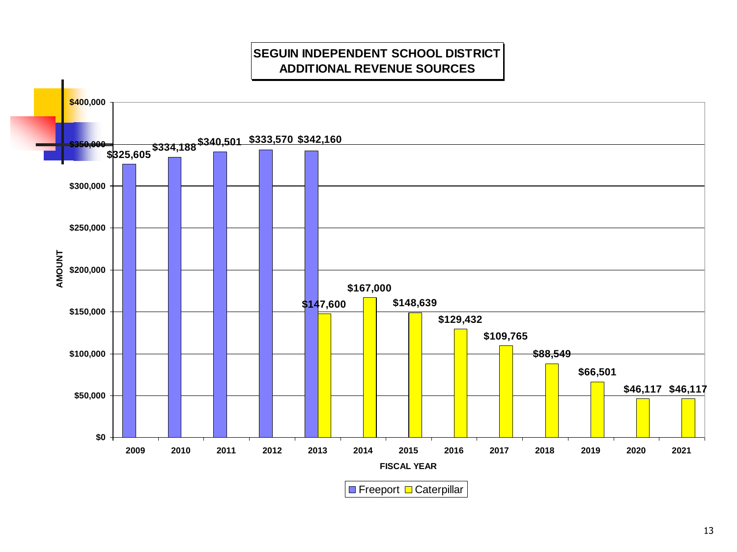## SEGUIN INDEPENDENT SCHOOL DISTRICT
## ADDITIONAL REVENUE SOURCES

| FISCAL YEAR | Freeport | Caterpillar |
|---|---|---|
| 2009 | $325,605 | |
| 2010 | $334,188 | |
| 2011 | $340,501 | |
| 2012 | $333,570 | |
| 2013 | $342,160 | $147,600 |
| 2014 | | $167,000 |
| 2015 | | $148,639 |
| 2016 | | $129,432 |
| 2017 | | $109,765 |
| 2018 | | $88,549 |
| 2019 | | $66,501 |
| 2020 | | $46,117 |
| 2021 | | $46,117 |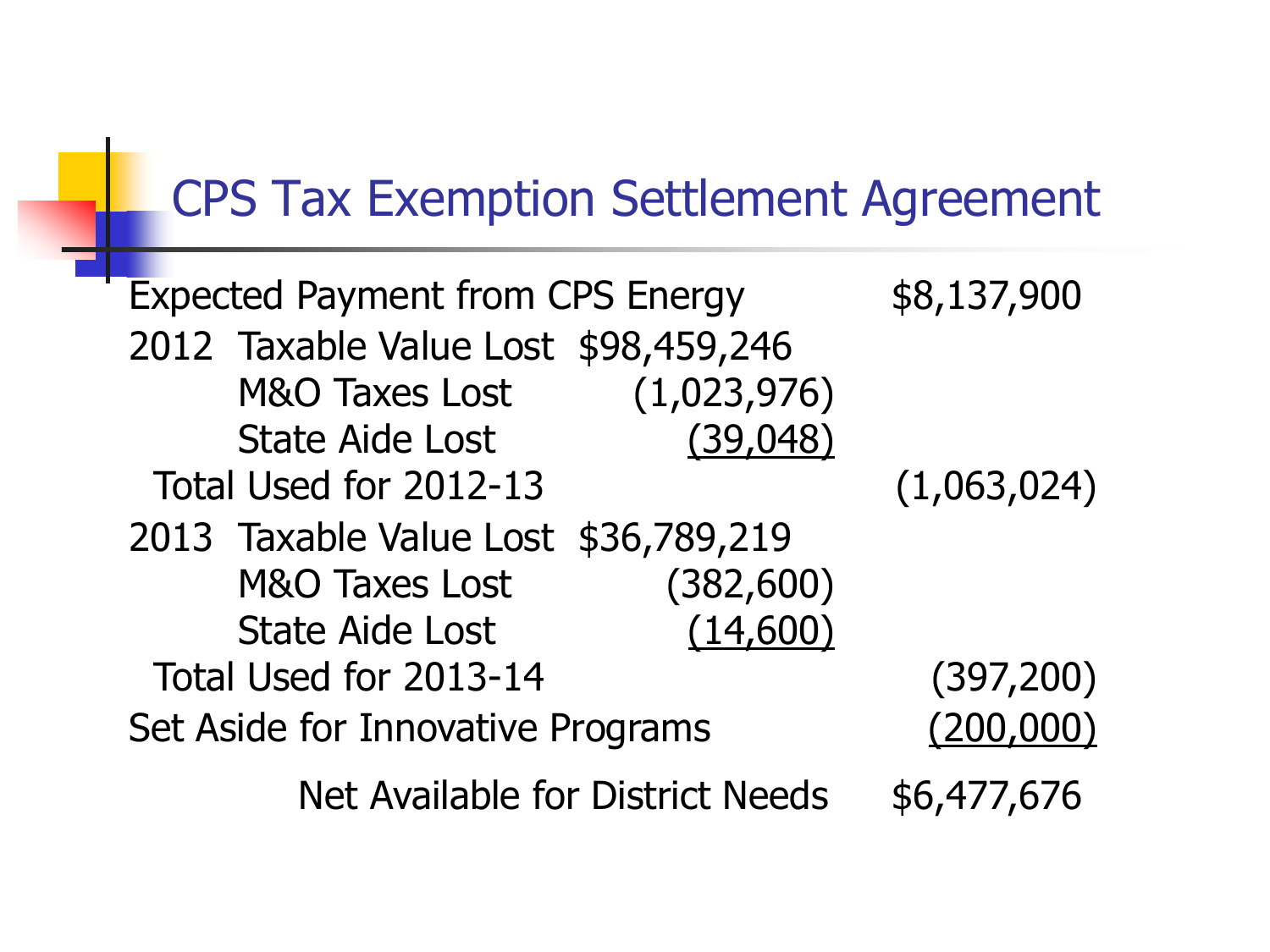# CPS Tax Exemption Settlement Agreement

| | | | |
|---|---|---|---|
| Expected Payment from CPS Energy | | | $8,137,900 |
| 2012 | Taxable Value Lost | $98,459,246 | |
| | M&O Taxes Lost | (1,023,976) | |
| | State Aide Lost | (39,048) | |
| Total Used for 2012-13 | | | (1,063,024) |
| 2013 | Taxable Value Lost | $36,789,219 | |
| | M&O Taxes Lost | (382,600) | |
| | State Aide Lost | (14,600) | |
| Total Used for 2013-14 | | | (397,200) |
| Set Aside for Innovative Programs | | | (200,000) |
| Net Available for District Needs | | | $6,477,676 |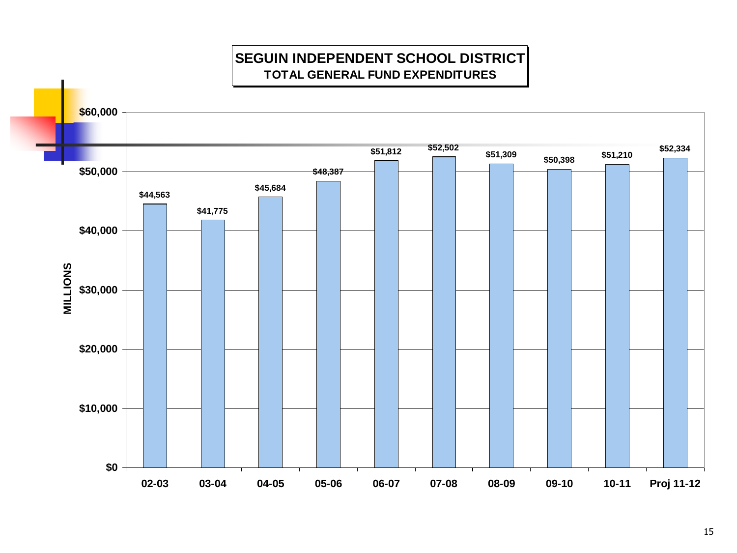# SEGUIN INDEPENDENT SCHOOL DISTRICT

## TOTAL GENERAL FUND EXPENDITURES

MILLIONS

| Year | Expenditures |
|---|---|
| 02-03 | $44,563 |
| 03-04 | $41,775 |
| 04-05 | $45,684 |
| 05-06 | $48,387 |
| 06-07 | $51,812 |
| 07-08 | $52,502 |
| 08-09 | $51,309 |
| 09-10 | $50,398 |
| 10-11 | $51,210 |
| Proj 11-12 | $52,334 |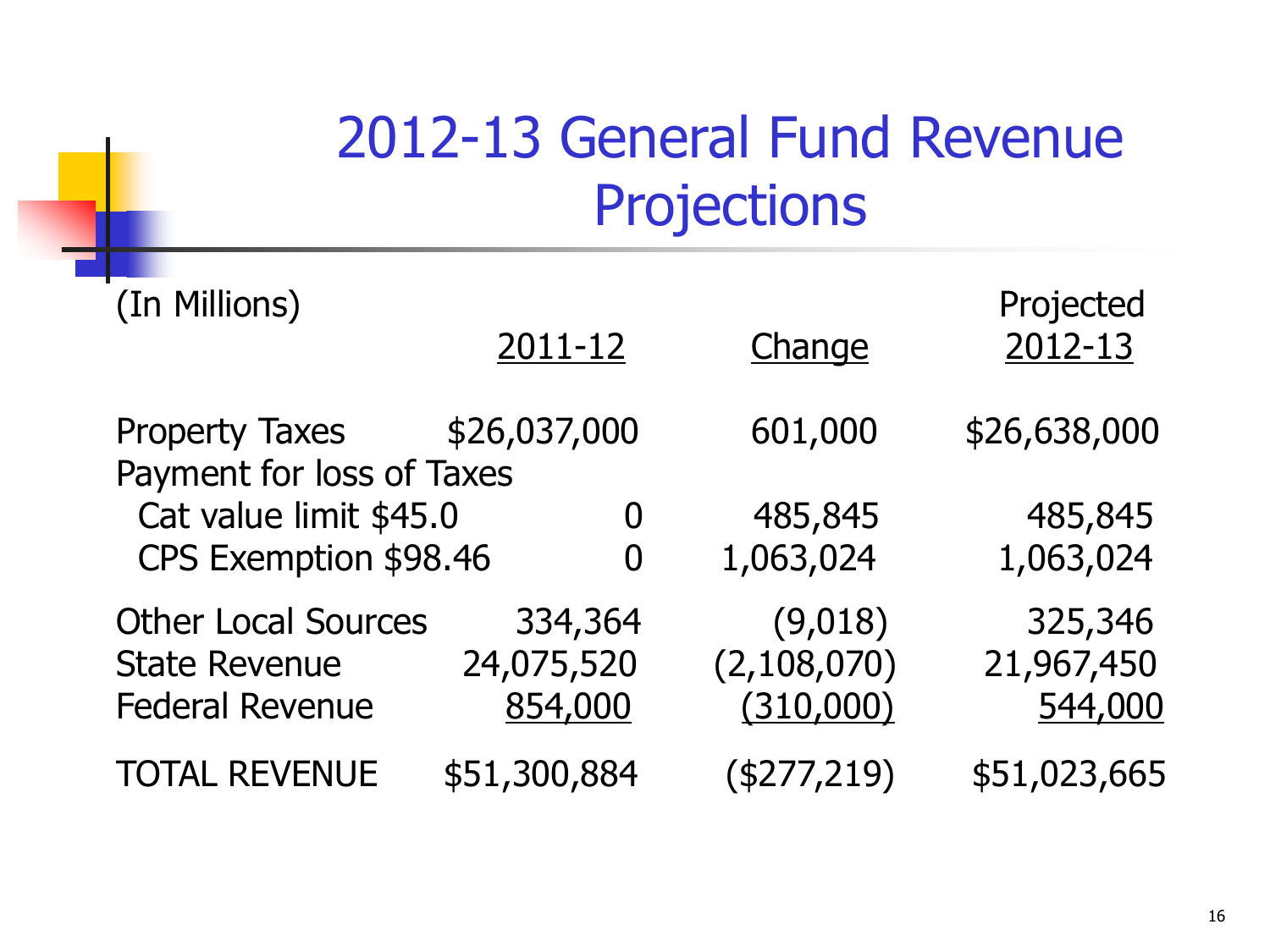# 2012-13 General Fund Revenue Projections

| (In Millions) | 2011-12 | Change | Projected 2012-13 |
|---|---|---|---|
| Property Taxes | $26,037,000 | 601,000 | $26,638,000 |
| Payment for loss of Taxes | | | |
| Cat value limit $45.0 | 0 | 485,845 | 485,845 |
| CPS Exemption $98.46 | 0 | 1,063,024 | 1,063,024 |
| Other Local Sources | 334,364 | (9,018) | 325,346 |
| State Revenue | 24,075,520 | (2,108,070) | 21,967,450 |
| Federal Revenue | 854,000 | (310,000) | 544,000 |
| TOTAL REVENUE | $51,300,884 | ($277,219) | $51,023,665 |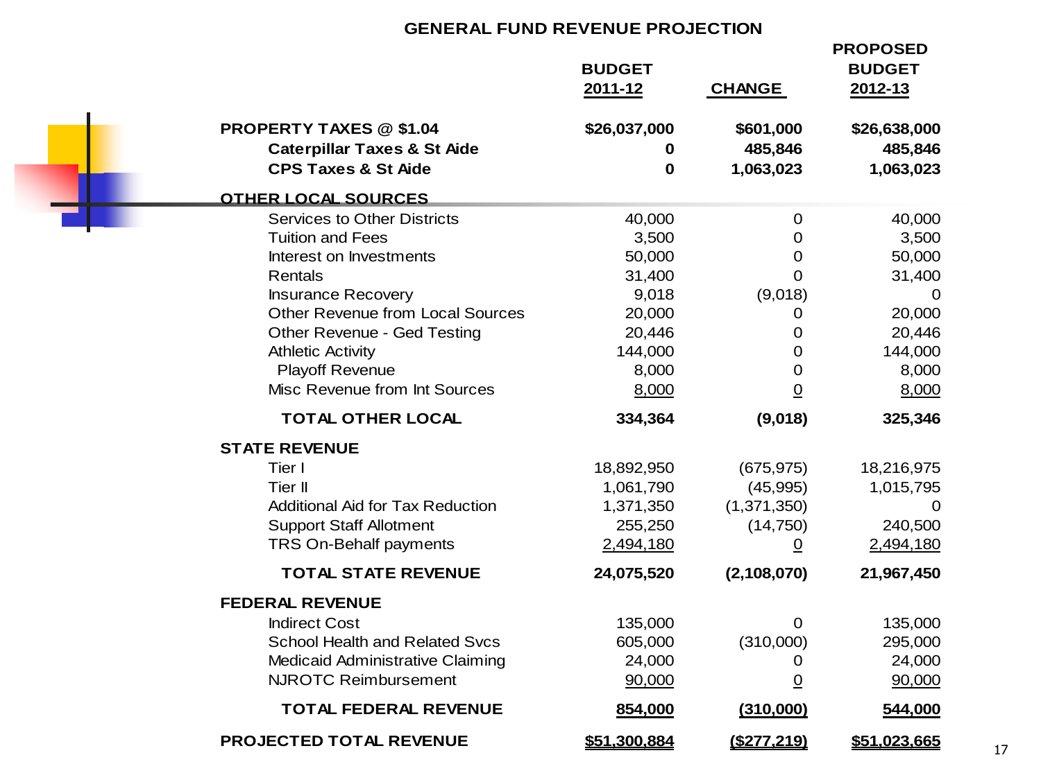## GENERAL FUND REVENUE PROJECTION

| | BUDGET 2011-12 | CHANGE | PROPOSED BUDGET 2012-13 |
|---|---|---|---|
| **PROPERTY TAXES @ $1.04** | **$26,037,000** | **$601,000** | **$26,638,000** |
| **Caterpillar Taxes & St Aide** | **0** | **485,846** | **485,846** |
| **CPS Taxes & St Aide** | **0** | **1,063,023** | **1,063,023** |
| **OTHER LOCAL SOURCES** | | | |
| Services to Other Districts | 40,000 | 0 | 40,000 |
| Tuition and Fees | 3,500 | 0 | 3,500 |
| Interest on Investments | 50,000 | 0 | 50,000 |
| Rentals | 31,400 | 0 | 31,400 |
| Insurance Recovery | 9,018 | (9,018) | 0 |
| Other Revenue from Local Sources | 20,000 | 0 | 20,000 |
| Other Revenue - Ged Testing | 20,446 | 0 | 20,446 |
| Athletic Activity | 144,000 | 0 | 144,000 |
| Playoff Revenue | 8,000 | 0 | 8,000 |
| Misc Revenue from Int Sources | 8,000 | 0 | 8,000 |
| **TOTAL OTHER LOCAL** | **334,364** | **(9,018)** | **325,346** |
| **STATE REVENUE** | | | |
| Tier I | 18,892,950 | (675,975) | 18,216,975 |
| Tier II | 1,061,790 | (45,995) | 1,015,795 |
| Additional Aid for Tax Reduction | 1,371,350 | (1,371,350) | 0 |
| Support Staff Allotment | 255,250 | (14,750) | 240,500 |
| TRS On-Behalf payments | 2,494,180 | 0 | 2,494,180 |
| **TOTAL STATE REVENUE** | **24,075,520** | **(2,108,070)** | **21,967,450** |
| **FEDERAL REVENUE** | | | |
| Indirect Cost | 135,000 | 0 | 135,000 |
| School Health and Related Svcs | 605,000 | (310,000) | 295,000 |
| Medicaid Administrative Claiming | 24,000 | 0 | 24,000 |
| NJROTC Reimbursement | 90,000 | 0 | 90,000 |
| **TOTAL FEDERAL REVENUE** | **854,000** | **(310,000)** | **544,000** |
| **PROJECTED TOTAL REVENUE** | **$51,300,884** | **($277,219)** | **$51,023,665** |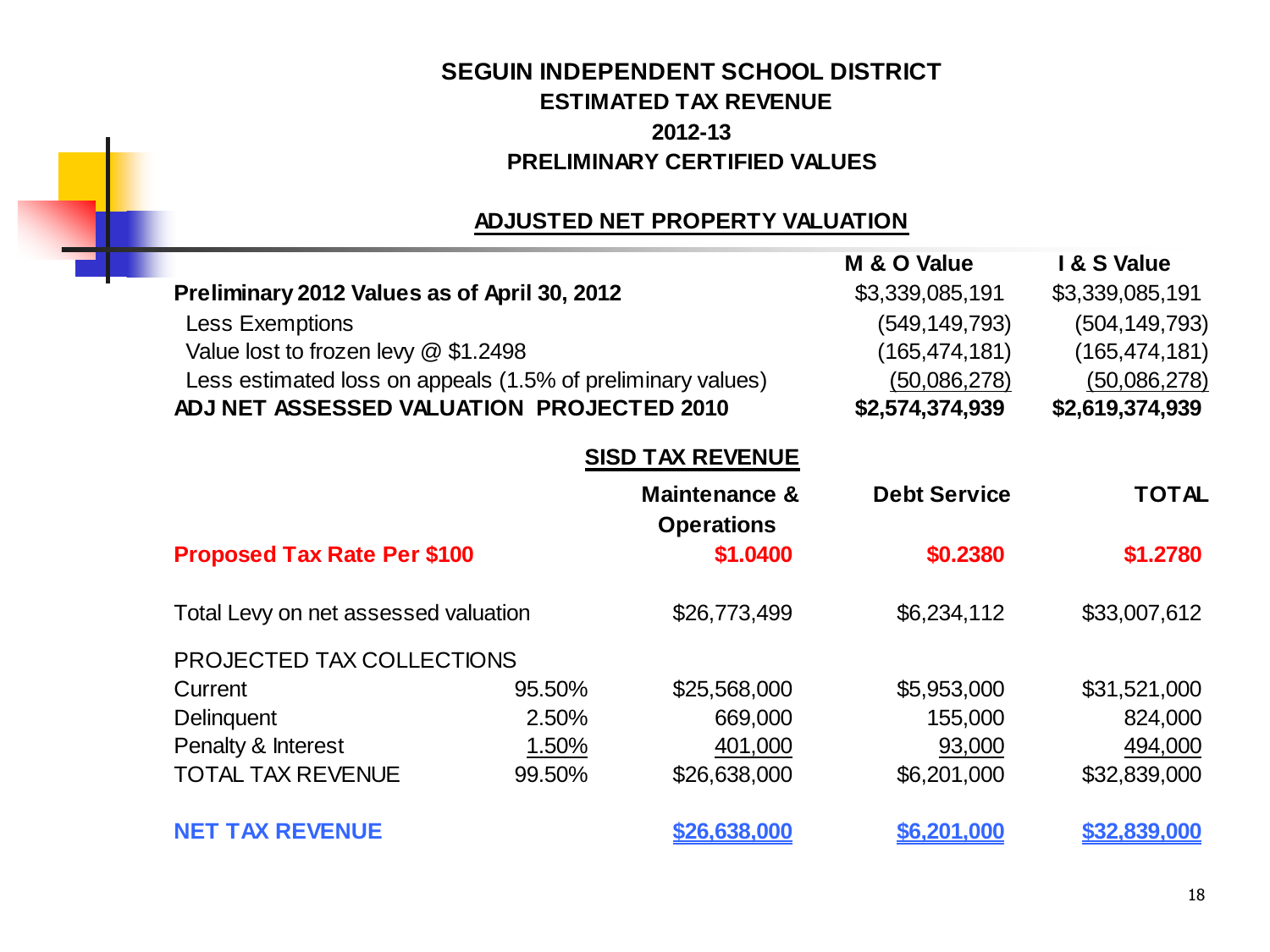# SEGUIN INDEPENDENT SCHOOL DISTRICT
## ESTIMATED TAX REVENUE
## 2012-13
## PRELIMINARY CERTIFIED VALUES

### ADJUSTED NET PROPERTY VALUATION

| | M & O Value | I & S Value |
|---|---|---|
| **Preliminary 2012 Values as of April 30, 2012** | $3,339,085,191 | $3,339,085,191 |
| Less Exemptions | (549,149,793) | (504,149,793) |
| Value lost to frozen levy @ $1.2498 | (165,474,181) | (165,474,181) |
| Less estimated loss on appeals (1.5% of preliminary values) | (50,086,278) | (50,086,278) |
| **ADJ NET ASSESSED VALUATION PROJECTED 2010** | **$2,574,374,939** | **$2,619,374,939** |

### SISD TAX REVENUE

| | | Maintenance & Operations | Debt Service | TOTAL |
|---|---|---|---|---|
| **Proposed Tax Rate Per $100** | | **$1.0400** | **$0.2380** | **$1.2780** |
| Total Levy on net assessed valuation | | $26,773,499 | $6,234,112 | $33,007,612 |
| PROJECTED TAX COLLECTIONS | | | | |
| Current | 95.50% | $25,568,000 | $5,953,000 | $31,521,000 |
| Delinquent | 2.50% | 669,000 | 155,000 | 824,000 |
| Penalty & Interest | 1.50% | 401,000 | 93,000 | 494,000 |
| TOTAL TAX REVENUE | 99.50% | $26,638,000 | $6,201,000 | $32,839,000 |
| **NET TAX REVENUE** | | **$26,638,000** | **$6,201,000** | **$32,839,000** |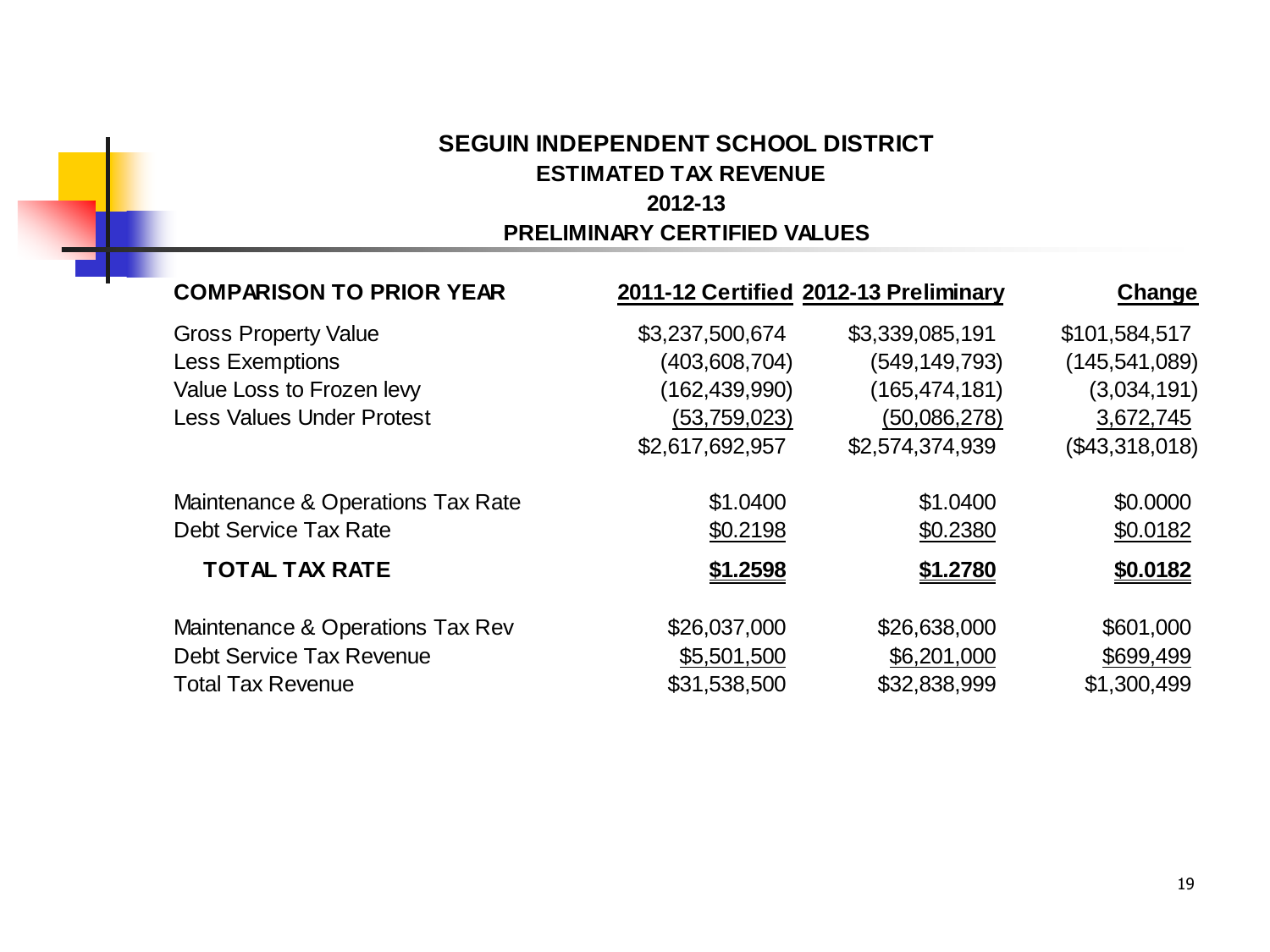## SEGUIN INDEPENDENT SCHOOL DISTRICT
## ESTIMATED TAX REVENUE
## 2012-13
## PRELIMINARY CERTIFIED VALUES

| COMPARISON TO PRIOR YEAR | 2011-12 Certified | 2012-13 Preliminary | Change |
|---|---|---|---|
| Gross Property Value | $3,237,500,674 | $3,339,085,191 | $101,584,517 |
| Less Exemptions | (403,608,704) | (549,149,793) | (145,541,089) |
| Value Loss to Frozen levy | (162,439,990) | (165,474,181) | (3,034,191) |
| Less Values Under Protest | (53,759,023) | (50,086,278) | 3,672,745 |
| | $2,617,692,957 | $2,574,374,939 | ($43,318,018) |
| Maintenance & Operations Tax Rate | $1.0400 | $1.0400 | $0.0000 |
| Debt Service Tax Rate | $0.2198 | $0.2380 | $0.0182 |
| **TOTAL TAX RATE** | **$1.2598** | **$1.2780** | **$0.0182** |
| Maintenance & Operations Tax Rev | $26,037,000 | $26,638,000 | $601,000 |
| Debt Service Tax Revenue | $5,501,500 | $6,201,000 | $699,499 |
| Total Tax Revenue | $31,538,500 | $32,838,999 | $1,300,499 |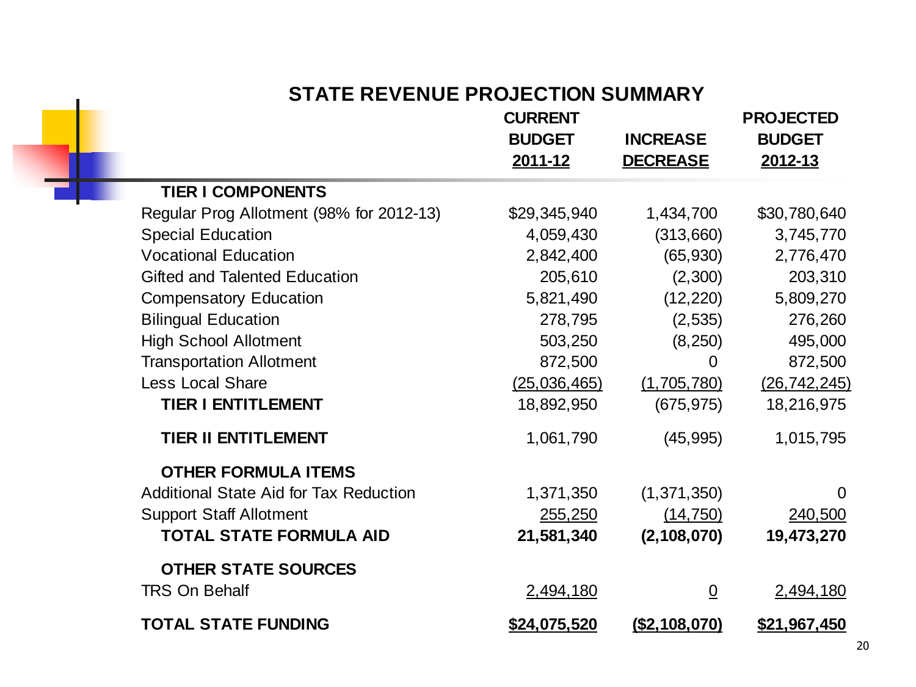## STATE REVENUE PROJECTION SUMMARY

| | CURRENT BUDGET 2011-12 | INCREASE DECREASE | PROJECTED BUDGET 2012-13 |
|---|---|---|---|
| **TIER I COMPONENTS** | | | |
| Regular Prog Allotment (98% for 2012-13) | $29,345,940 | 1,434,700 | $30,780,640 |
| Special Education | 4,059,430 | (313,660) | 3,745,770 |
| Vocational Education | 2,842,400 | (65,930) | 2,776,470 |
| Gifted and Talented Education | 205,610 | (2,300) | 203,310 |
| Compensatory Education | 5,821,490 | (12,220) | 5,809,270 |
| Bilingual Education | 278,795 | (2,535) | 276,260 |
| High School Allotment | 503,250 | (8,250) | 495,000 |
| Transportation Allotment | 872,500 | 0 | 872,500 |
| Less Local Share | (25,036,465) | (1,705,780) | (26,742,245) |
| **TIER I ENTITLEMENT** | 18,892,950 | (675,975) | 18,216,975 |
| **TIER II ENTITLEMENT** | 1,061,790 | (45,995) | 1,015,795 |
| **OTHER FORMULA ITEMS** | | | |
| Additional State Aid for Tax Reduction | 1,371,350 | (1,371,350) | 0 |
| Support Staff Allotment | 255,250 | (14,750) | 240,500 |
| **TOTAL STATE FORMULA AID** | **21,581,340** | **(2,108,070)** | **19,473,270** |
| **OTHER STATE SOURCES** | | | |
| TRS On Behalf | 2,494,180 | 0 | 2,494,180 |
| **TOTAL STATE FUNDING** | **$24,075,520** | **($2,108,070)** | **$21,967,450** |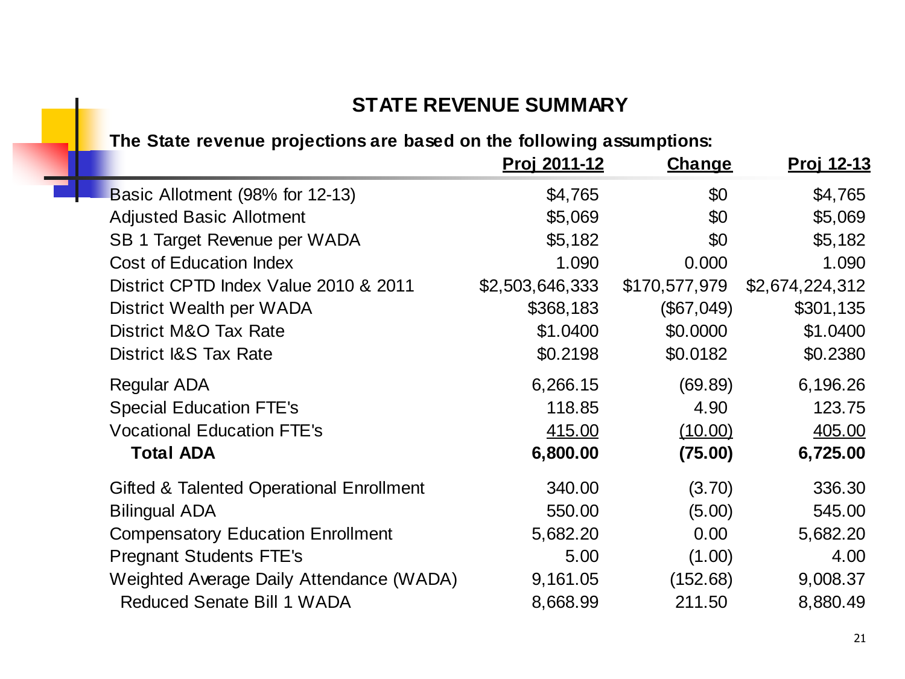## STATE REVENUE SUMMARY

**The State revenue projections are based on the following assumptions:**

| | Proj 2011-12 | Change | Proj 12-13 |
|---|---|---|---|
| Basic Allotment (98% for 12-13) | $4,765 | $0 | $4,765 |
| Adjusted Basic Allotment | $5,069 | $0 | $5,069 |
| SB 1 Target Revenue per WADA | $5,182 | $0 | $5,182 |
| Cost of Education Index | 1.090 | 0.000 | 1.090 |
| District CPTD Index Value 2010 & 2011 | $2,503,646,333 | $170,577,979 | $2,674,224,312 |
| District Wealth per WADA | $368,183 | ($67,049) | $301,135 |
| District M&O Tax Rate | $1.0400 | $0.0000 | $1.0400 |
| District I&S Tax Rate | $0.2198 | $0.0182 | $0.2380 |
| Regular ADA | 6,266.15 | (69.89) | 6,196.26 |
| Special Education FTE's | 118.85 | 4.90 | 123.75 |
| Vocational Education FTE's | 415.00 | (10.00) | 405.00 |
| **Total ADA** | **6,800.00** | **(75.00)** | **6,725.00** |
| Gifted & Talented Operational Enrollment | 340.00 | (3.70) | 336.30 |
| Bilingual ADA | 550.00 | (5.00) | 545.00 |
| Compensatory Education Enrollment | 5,682.20 | 0.00 | 5,682.20 |
| Pregnant Students FTE's | 5.00 | (1.00) | 4.00 |
| Weighted Average Daily Attendance (WADA) | 9,161.05 | (152.68) | 9,008.37 |
| Reduced Senate Bill 1 WADA | 8,668.99 | 211.50 | 8,880.49 |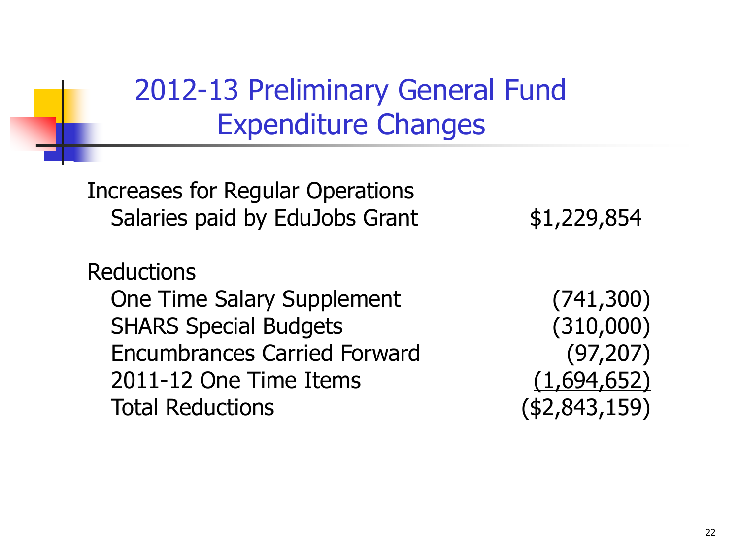# 2012-13 Preliminary General Fund Expenditure Changes

| | |
|---|---|
| Increases for Regular Operations | |
| Salaries paid by EduJobs Grant | $1,229,854 |
| | |
| Reductions | |
| One Time Salary Supplement | (741,300) |
| SHARS Special Budgets | (310,000) |
| Encumbrances Carried Forward | (97,207) |
| 2011-12 One Time Items | (1,694,652) |
| Total Reductions | ($2,843,159) |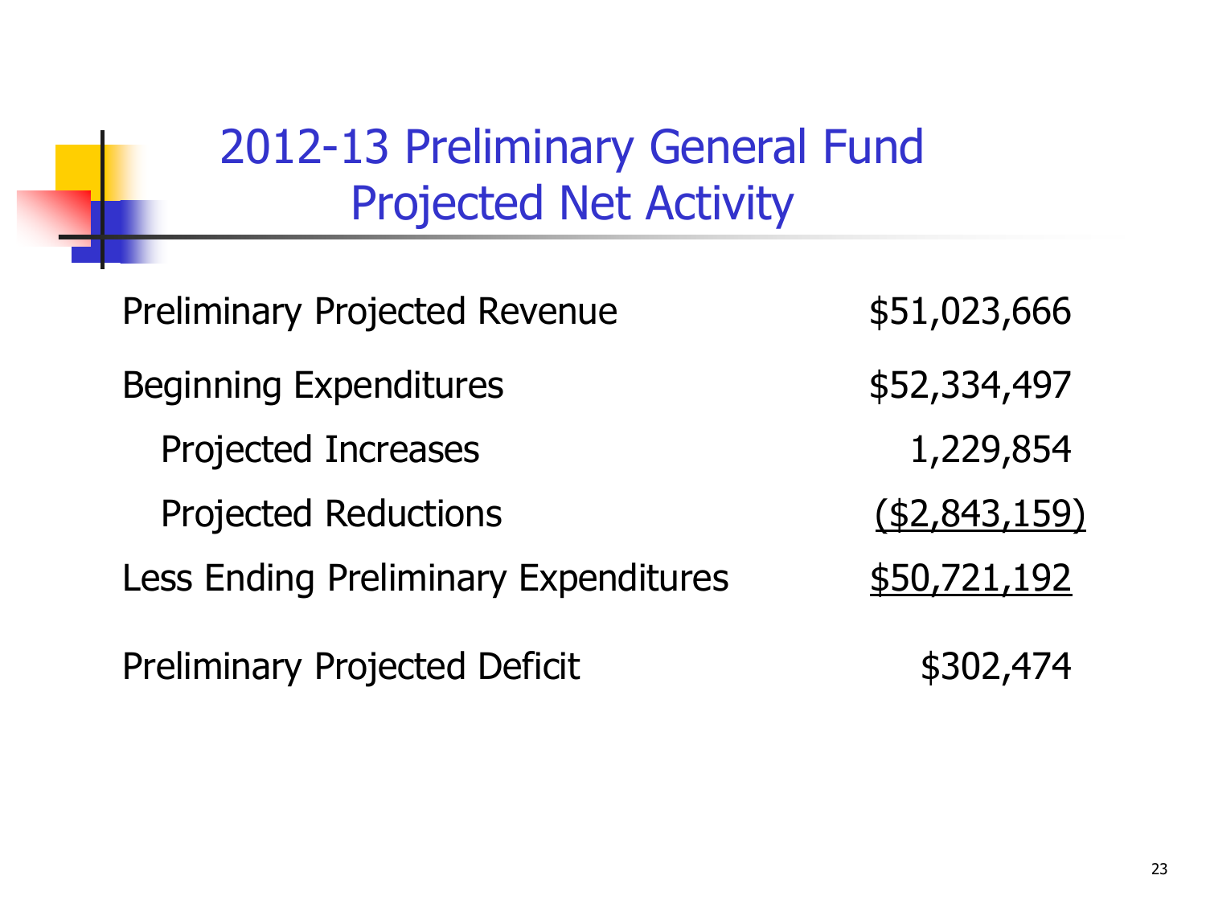# 2012-13 Preliminary General Fund Projected Net Activity

| | |
|---|---|
| Preliminary Projected Revenue | $51,023,666 |
| Beginning Expenditures | $52,334,497 |
| Projected Increases | 1,229,854 |
| Projected Reductions | ($2,843,159) |
| Less Ending Preliminary Expenditures | $50,721,192 |
| Preliminary Projected Deficit | $302,474 |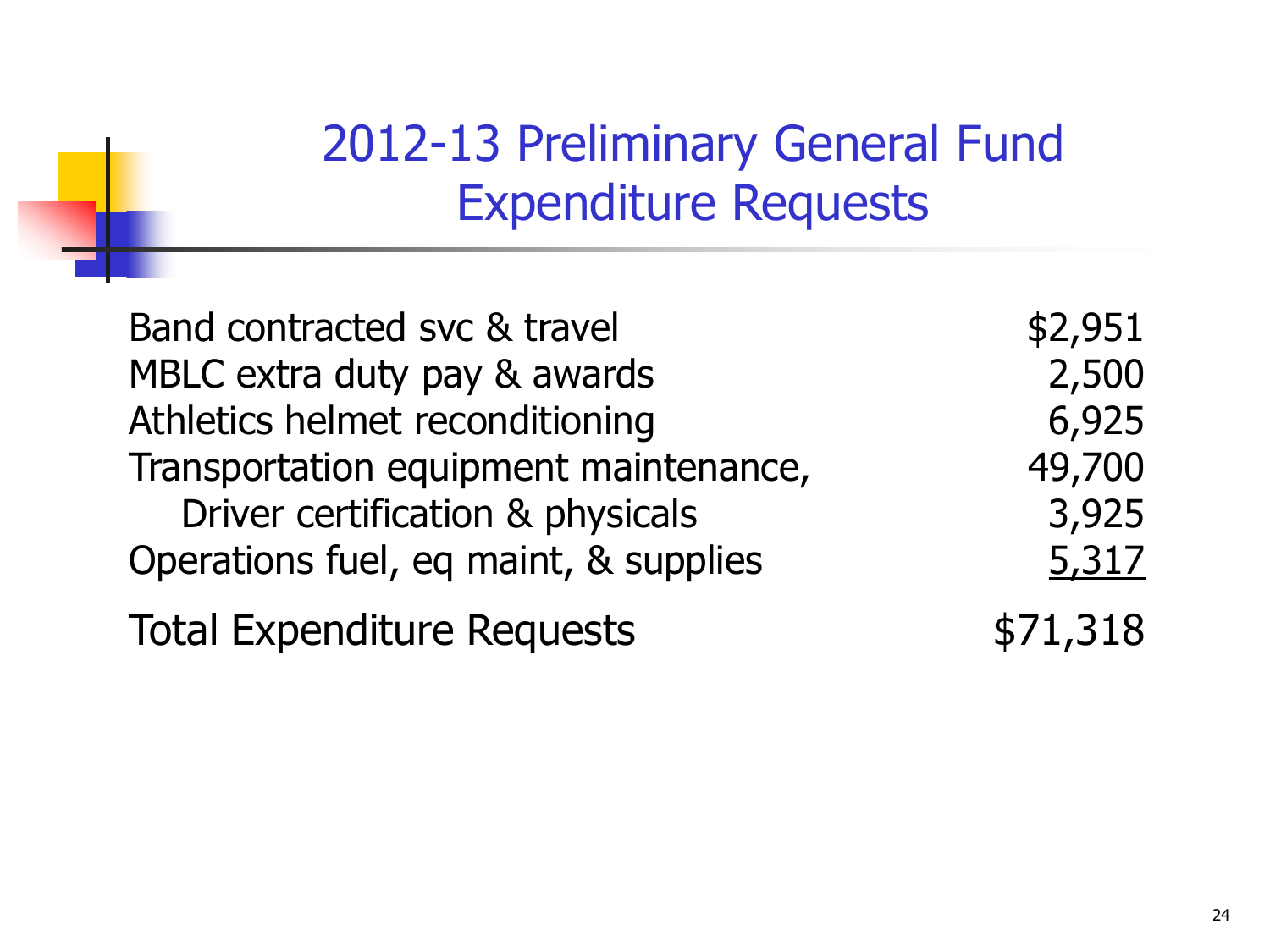# 2012-13 Preliminary General Fund Expenditure Requests

| | |
|---|---:|
| Band contracted svc & travel | $2,951 |
| MBLC extra duty pay & awards | 2,500 |
| Athletics helmet reconditioning | 6,925 |
| Transportation equipment maintenance, | 49,700 |
| Driver certification & physicals | 3,925 |
| Operations fuel, eq maint, & supplies | 5,317 |
| Total Expenditure Requests | $71,318 |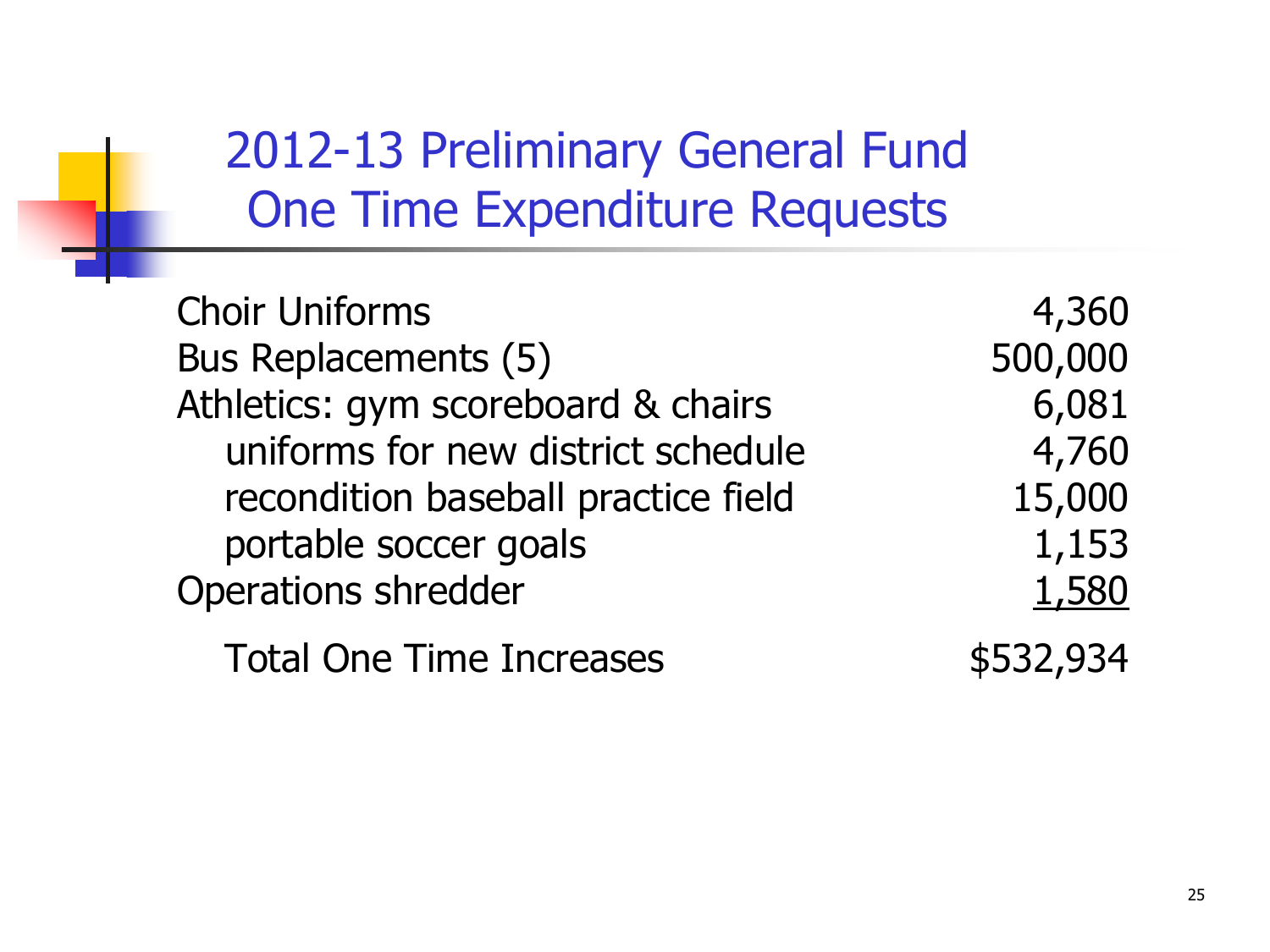# 2012-13 Preliminary General Fund One Time Expenditure Requests

| | |
|---|---:|
| Choir Uniforms | 4,360 |
| Bus Replacements (5) | 500,000 |
| Athletics: gym scoreboard & chairs | 6,081 |
| uniforms for new district schedule | 4,760 |
| recondition baseball practice field | 15,000 |
| portable soccer goals | 1,153 |
| Operations shredder | 1,580 |
| Total One Time Increases | $532,934 |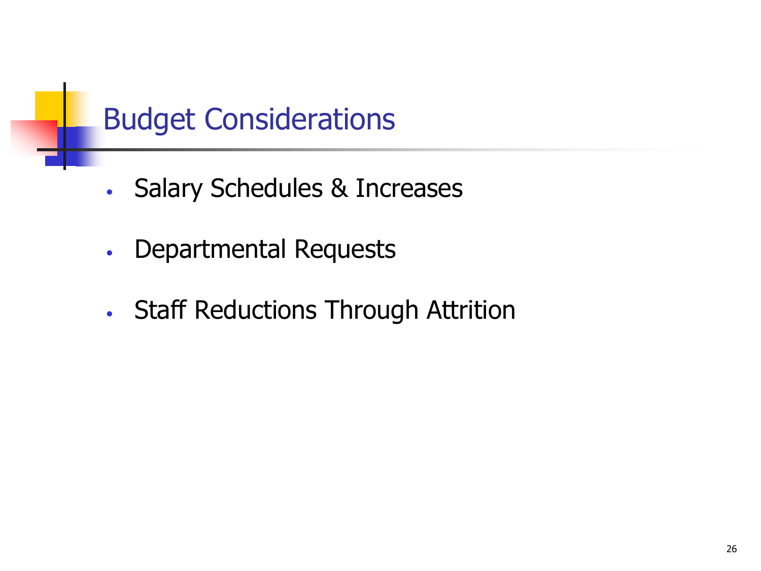# Budget Considerations

- Salary Schedules & Increases
- Departmental Requests
- Staff Reductions Through Attrition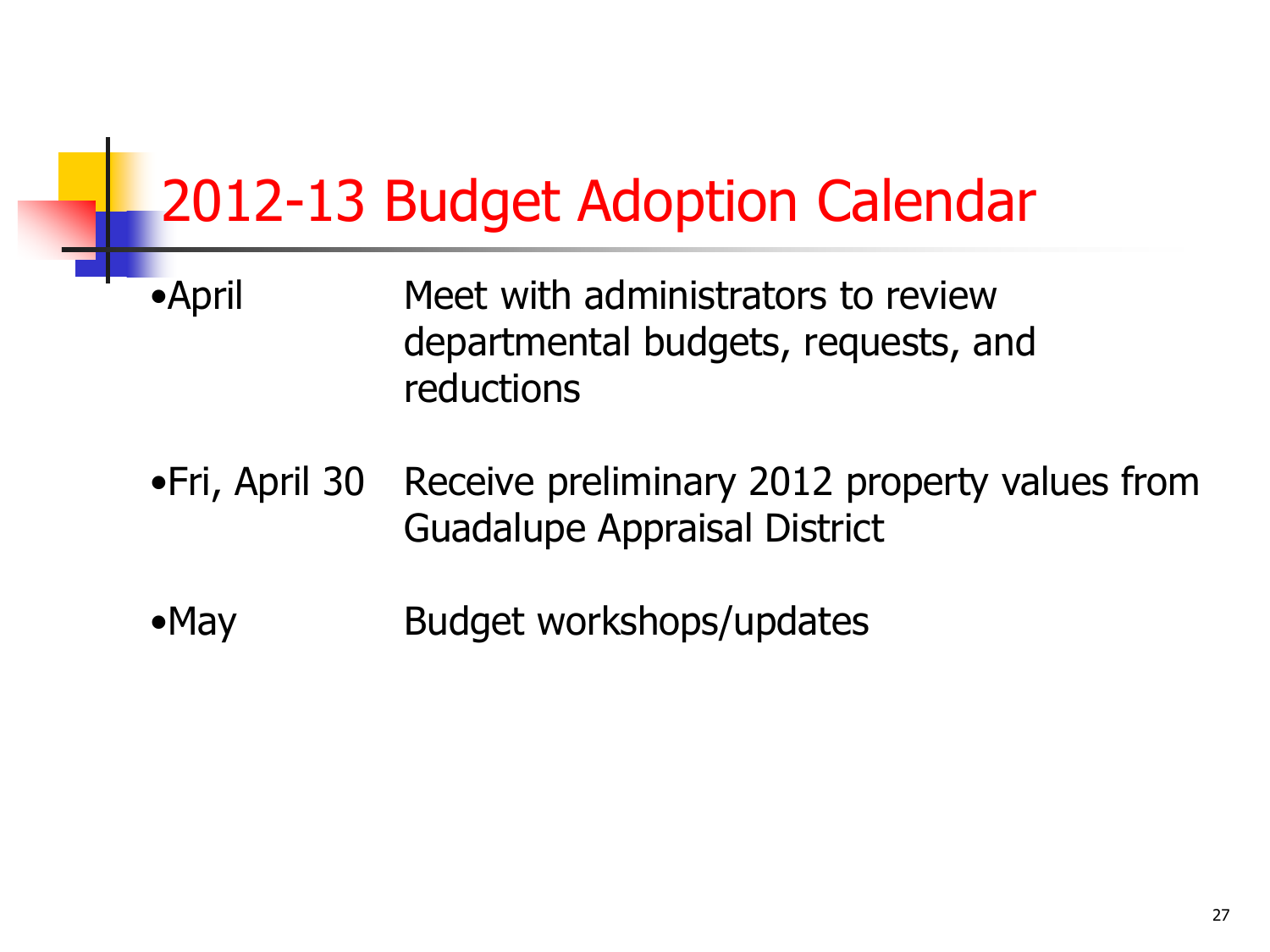# 2012-13 Budget Adoption Calendar

- April — Meet with administrators to review departmental budgets, requests, and reductions
- Fri, April 30 — Receive preliminary 2012 property values from Guadalupe Appraisal District
- May — Budget workshops/updates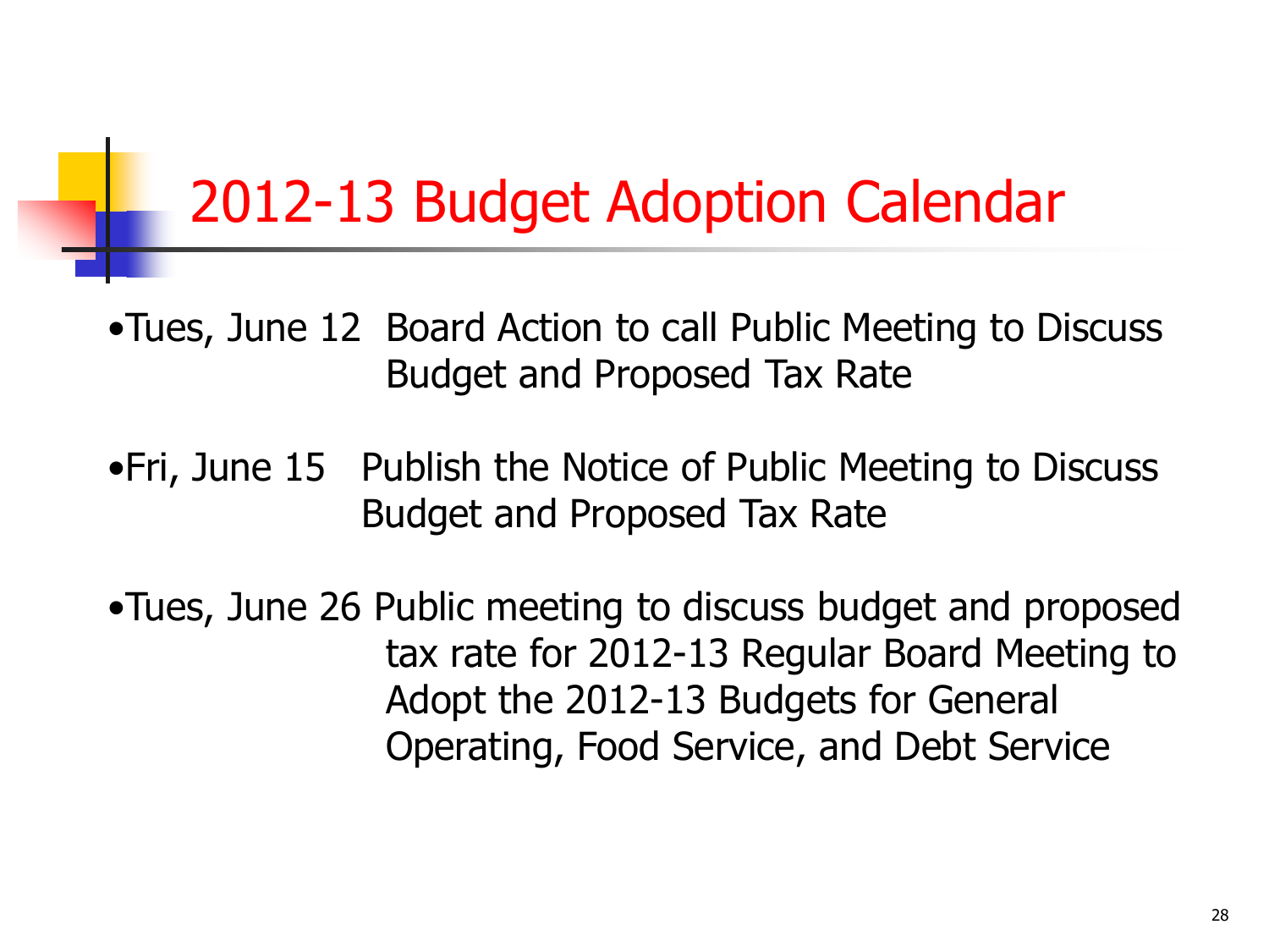# 2012-13 Budget Adoption Calendar

- Tues, June 12 Board Action to call Public Meeting to Discuss Budget and Proposed Tax Rate
- Fri, June 15 Publish the Notice of Public Meeting to Discuss Budget and Proposed Tax Rate
- Tues, June 26 Public meeting to discuss budget and proposed tax rate for 2012-13 Regular Board Meeting to Adopt the 2012-13 Budgets for General Operating, Food Service, and Debt Service